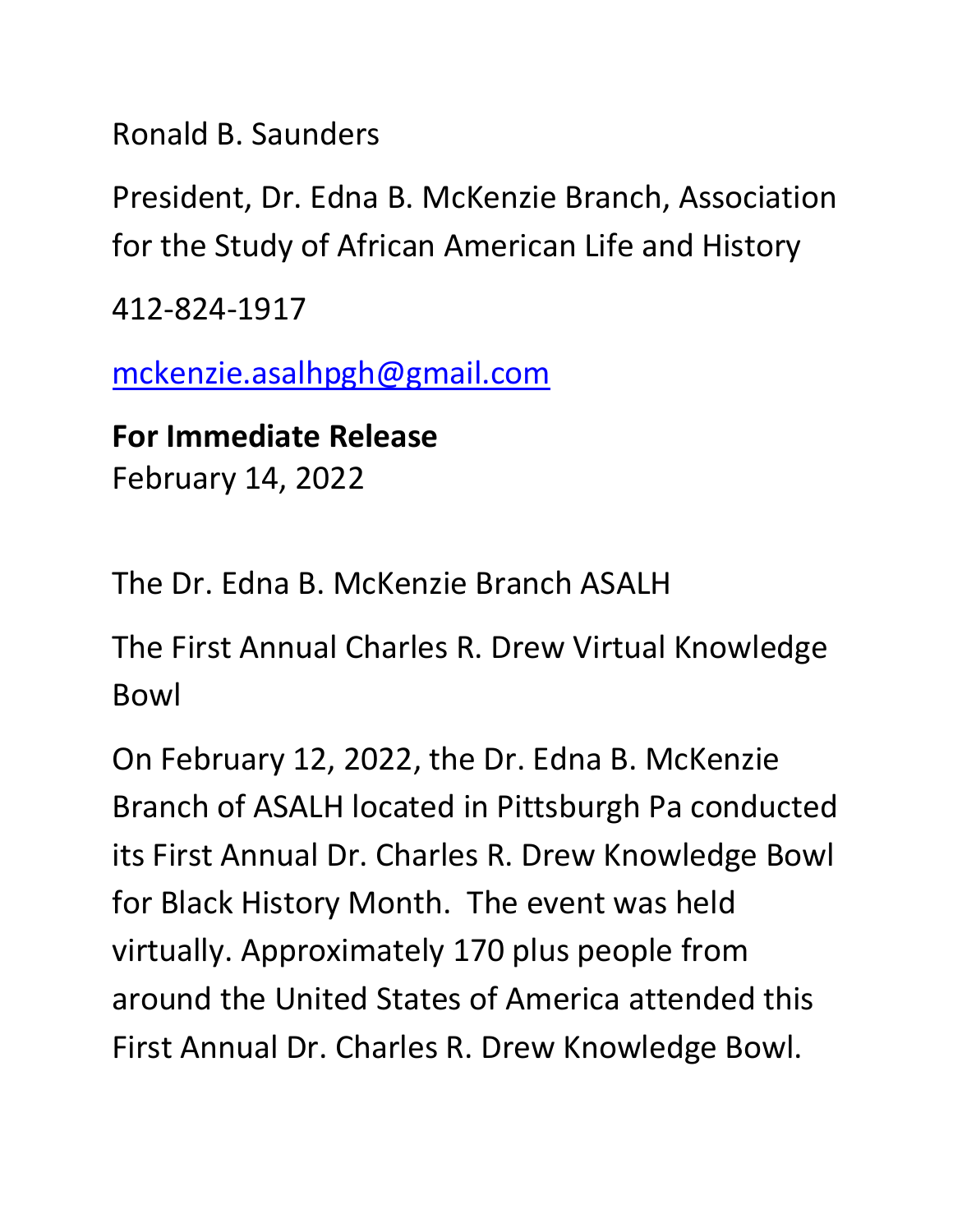Ronald B. Saunders

President, Dr. Edna B. McKenzie Branch, Association for the Study of African American Life and History

412-824-1917

mckenzie.asalhpgh@gmail.com

**For Immediate Release**
February 14, 2022

The Dr. Edna B. McKenzie Branch ASALH

The First Annual Charles R. Drew Virtual Knowledge Bowl

On February 12, 2022, the Dr. Edna B. McKenzie Branch of ASALH located in Pittsburgh Pa conducted its First Annual Dr. Charles R. Drew Knowledge Bowl for Black History Month. The event was held virtually. Approximately 170 plus people from around the United States of America attended this First Annual Dr. Charles R. Drew Knowledge Bowl.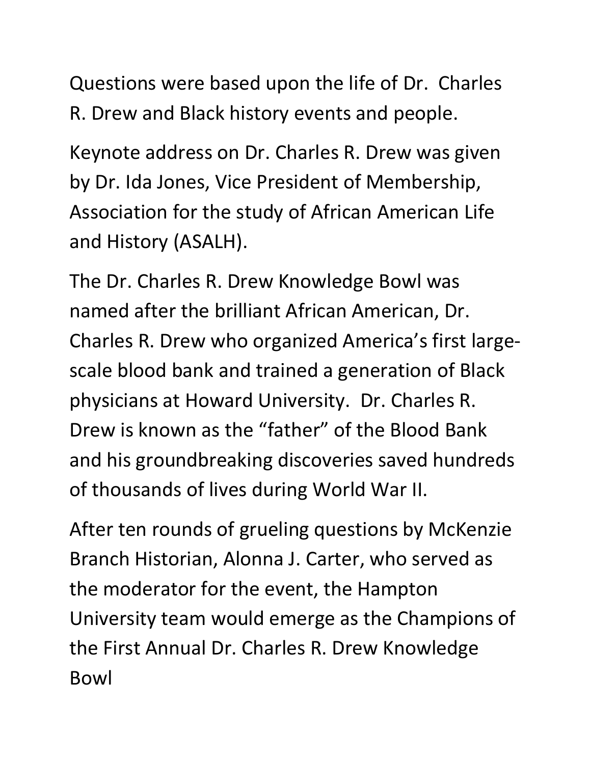Questions were based upon the life of Dr. Charles R. Drew and Black history events and people.

Keynote address on Dr. Charles R. Drew was given by Dr. Ida Jones, Vice President of Membership, Association for the study of African American Life and History (ASALH).

The Dr. Charles R. Drew Knowledge Bowl was named after the brilliant African American, Dr. Charles R. Drew who organized America's first large-scale blood bank and trained a generation of Black physicians at Howard University. Dr. Charles R. Drew is known as the "father" of the Blood Bank and his groundbreaking discoveries saved hundreds of thousands of lives during World War II.

After ten rounds of grueling questions by McKenzie Branch Historian, Alonna J. Carter, who served as the moderator for the event, the Hampton University team would emerge as the Champions of the First Annual Dr. Charles R. Drew Knowledge Bowl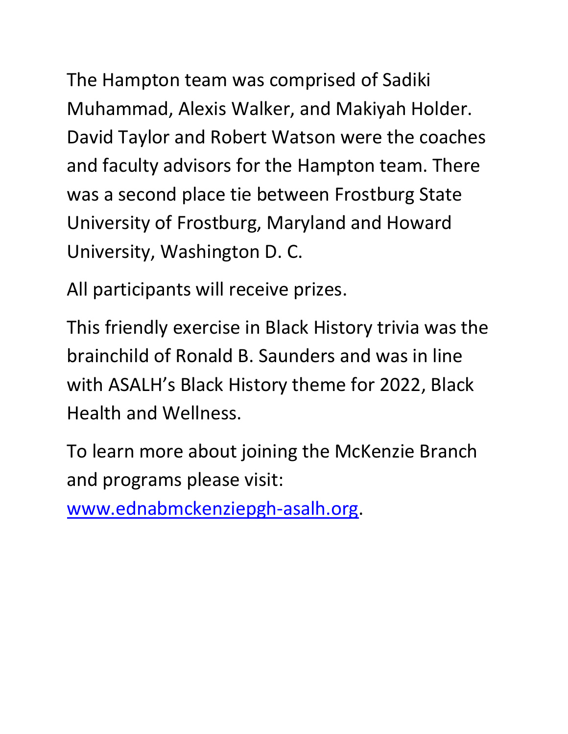The Hampton team was comprised of Sadiki Muhammad, Alexis Walker, and Makiyah Holder. David Taylor and Robert Watson were the coaches and faculty advisors for the Hampton team. There was a second place tie between Frostburg State University of Frostburg, Maryland and Howard University, Washington D. C.

All participants will receive prizes.

This friendly exercise in Black History trivia was the brainchild of Ronald B. Saunders and was in line with ASALH's Black History theme for 2022, Black Health and Wellness.

To learn more about joining the McKenzie Branch and programs please visit: [www.ednabmckenziepgh-asalh.org](http://www.ednabmckenziepgh-asalh.org).